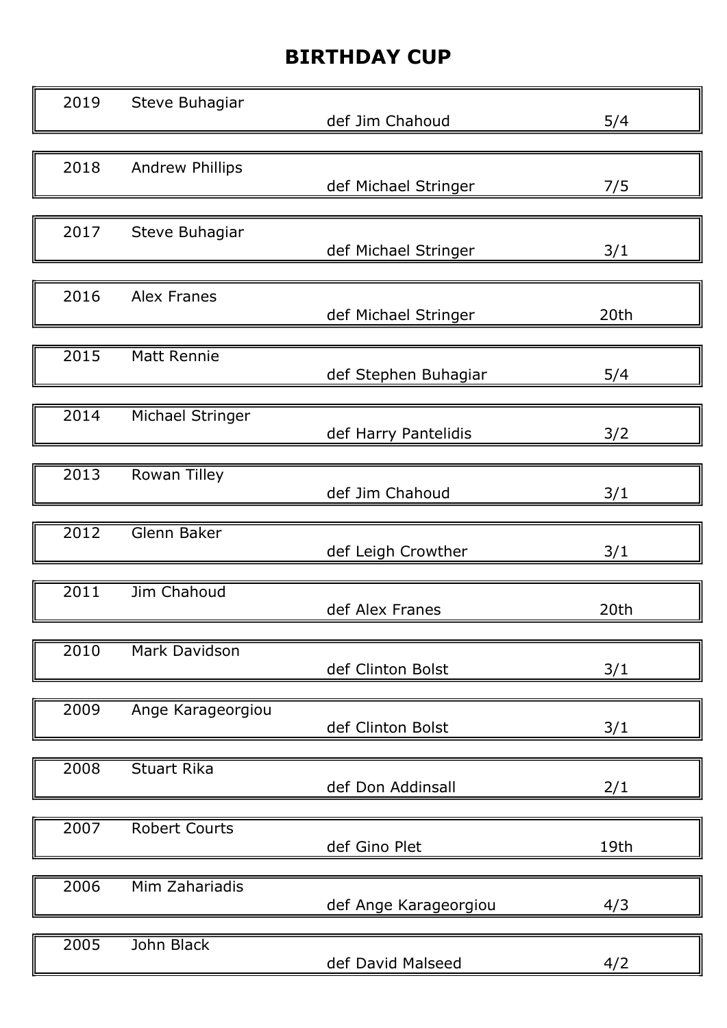# BIRTHDAY CUP

| Year | Winner | Defeated | Score |
|---|---|---|---|
| 2019 | Steve Buhagiar | def Jim Chahoud | 5/4 |
| 2018 | Andrew Phillips | def Michael Stringer | 7/5 |
| 2017 | Steve Buhagiar | def Michael Stringer | 3/1 |
| 2016 | Alex Franes | def Michael Stringer | 20th |
| 2015 | Matt Rennie | def Stephen Buhagiar | 5/4 |
| 2014 | Michael Stringer | def Harry Pantelidis | 3/2 |
| 2013 | Rowan Tilley | def Jim Chahoud | 3/1 |
| 2012 | Glenn Baker | def Leigh Crowther | 3/1 |
| 2011 | Jim Chahoud | def Alex Franes | 20th |
| 2010 | Mark Davidson | def Clinton Bolst | 3/1 |
| 2009 | Ange Karageorgiou | def Clinton Bolst | 3/1 |
| 2008 | Stuart Rika | def Don Addinsall | 2/1 |
| 2007 | Robert Courts | def Gino Plet | 19th |
| 2006 | Mim Zahariadis | def Ange Karageorgiou | 4/3 |
| 2005 | John Black | def David Malseed | 4/2 |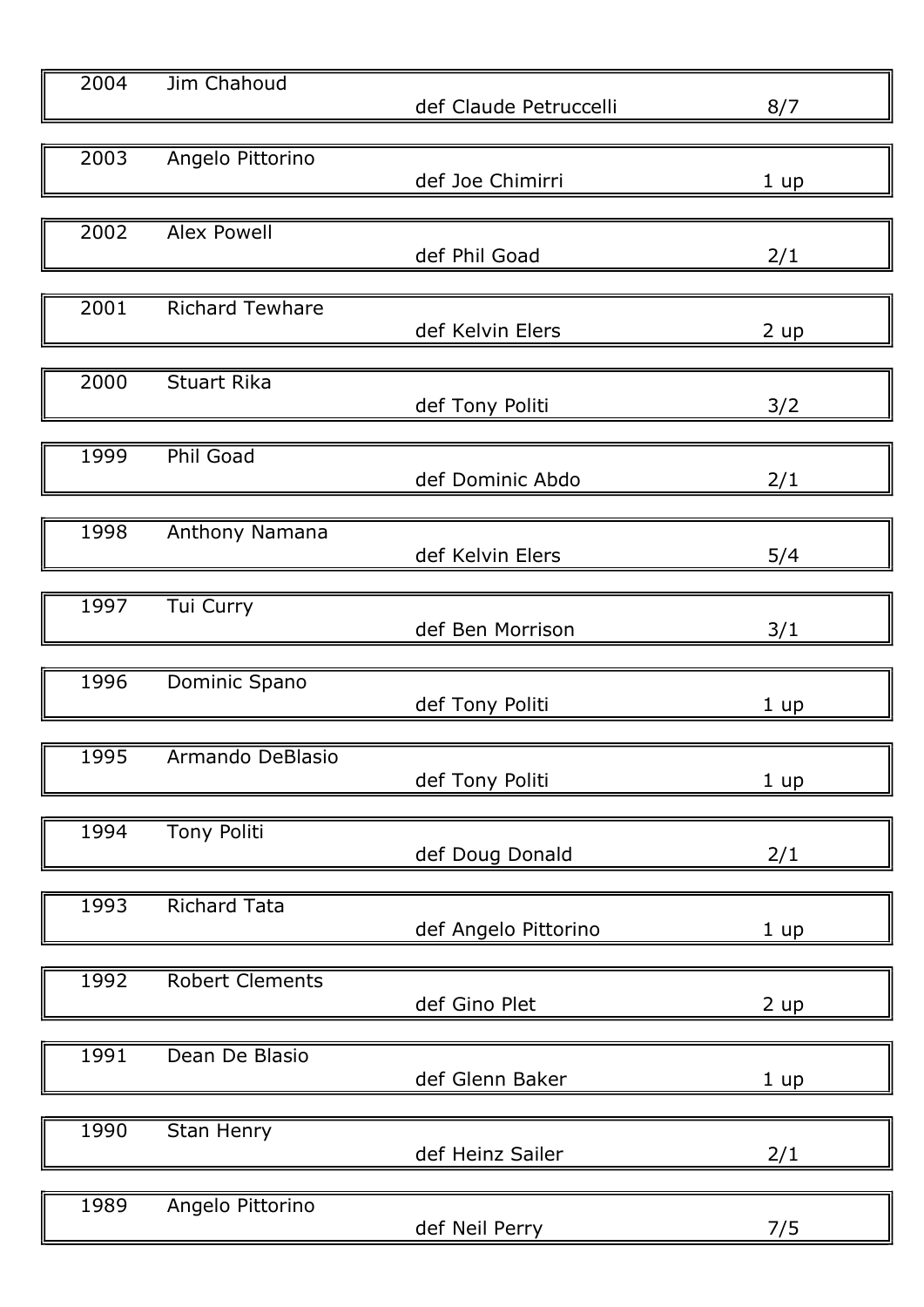| Year | Winner | Runner-up | Score |
|---|---|---|---|
| 2004 | Jim Chahoud | def Claude Petruccelli | 8/7 |
| 2003 | Angelo Pittorino | def Joe Chimirri | 1 up |
| 2002 | Alex Powell | def Phil Goad | 2/1 |
| 2001 | Richard Tewhare | def Kelvin Elers | 2 up |
| 2000 | Stuart Rika | def Tony Politi | 3/2 |
| 1999 | Phil Goad | def Dominic Abdo | 2/1 |
| 1998 | Anthony Namana | def Kelvin Elers | 5/4 |
| 1997 | Tui Curry | def Ben Morrison | 3/1 |
| 1996 | Dominic Spano | def Tony Politi | 1 up |
| 1995 | Armando DeBlasio | def Tony Politi | 1 up |
| 1994 | Tony Politi | def Doug Donald | 2/1 |
| 1993 | Richard Tata | def Angelo Pittorino | 1 up |
| 1992 | Robert Clements | def Gino Plet | 2 up |
| 1991 | Dean De Blasio | def Glenn Baker | 1 up |
| 1990 | Stan Henry | def Heinz Sailer | 2/1 |
| 1989 | Angelo Pittorino | def Neil Perry | 7/5 |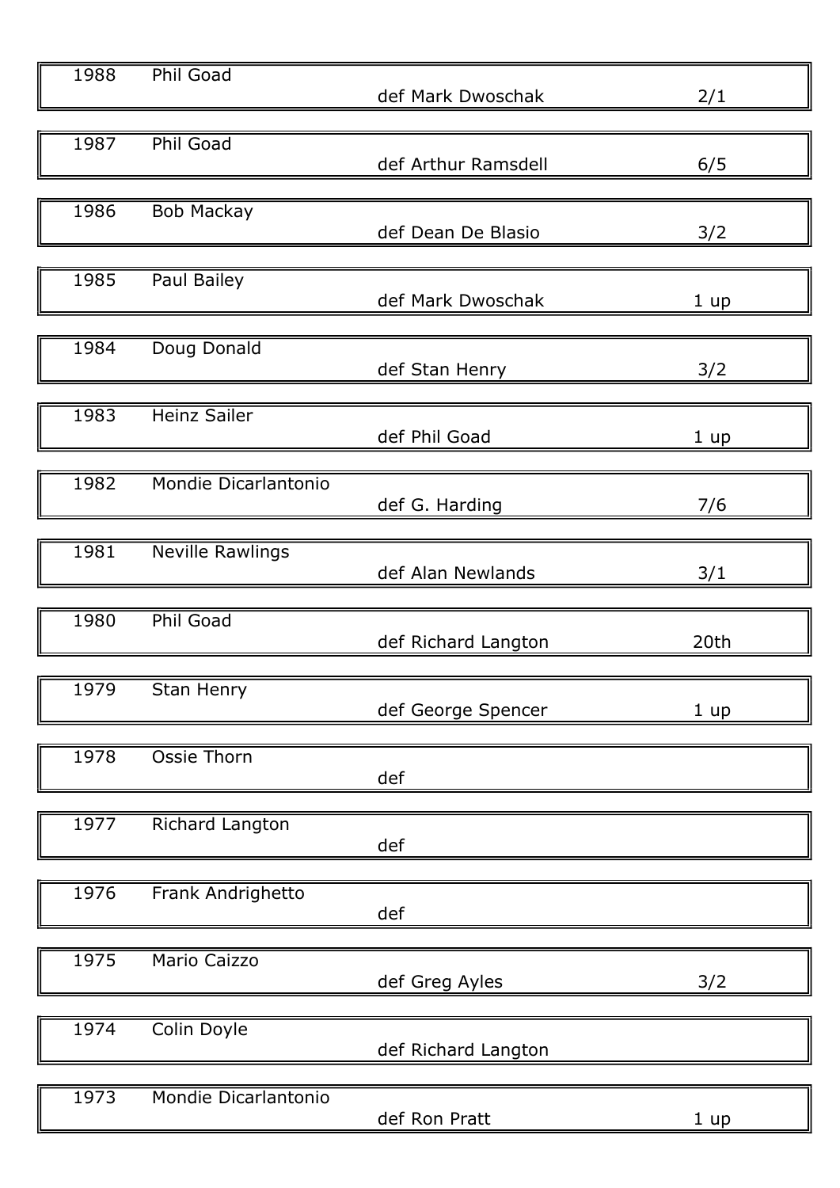| | | | |
|---|---|---|---|
| 1988 | Phil Goad | def Mark Dwoschak | 2/1 |
| 1987 | Phil Goad | def Arthur Ramsdell | 6/5 |
| 1986 | Bob Mackay | def Dean De Blasio | 3/2 |
| 1985 | Paul Bailey | def Mark Dwoschak | 1 up |
| 1984 | Doug Donald | def Stan Henry | 3/2 |
| 1983 | Heinz Sailer | def Phil Goad | 1 up |
| 1982 | Mondie Dicarlantonio | def G. Harding | 7/6 |
| 1981 | Neville Rawlings | def Alan Newlands | 3/1 |
| 1980 | Phil Goad | def Richard Langton | 20th |
| 1979 | Stan Henry | def George Spencer | 1 up |
| 1978 | Ossie Thorn | def | |
| 1977 | Richard Langton | def | |
| 1976 | Frank Andrighetto | def | |
| 1975 | Mario Caizzo | def Greg Ayles | 3/2 |
| 1974 | Colin Doyle | def Richard Langton | |
| 1973 | Mondie Dicarlantonio | def Ron Pratt | 1 up |